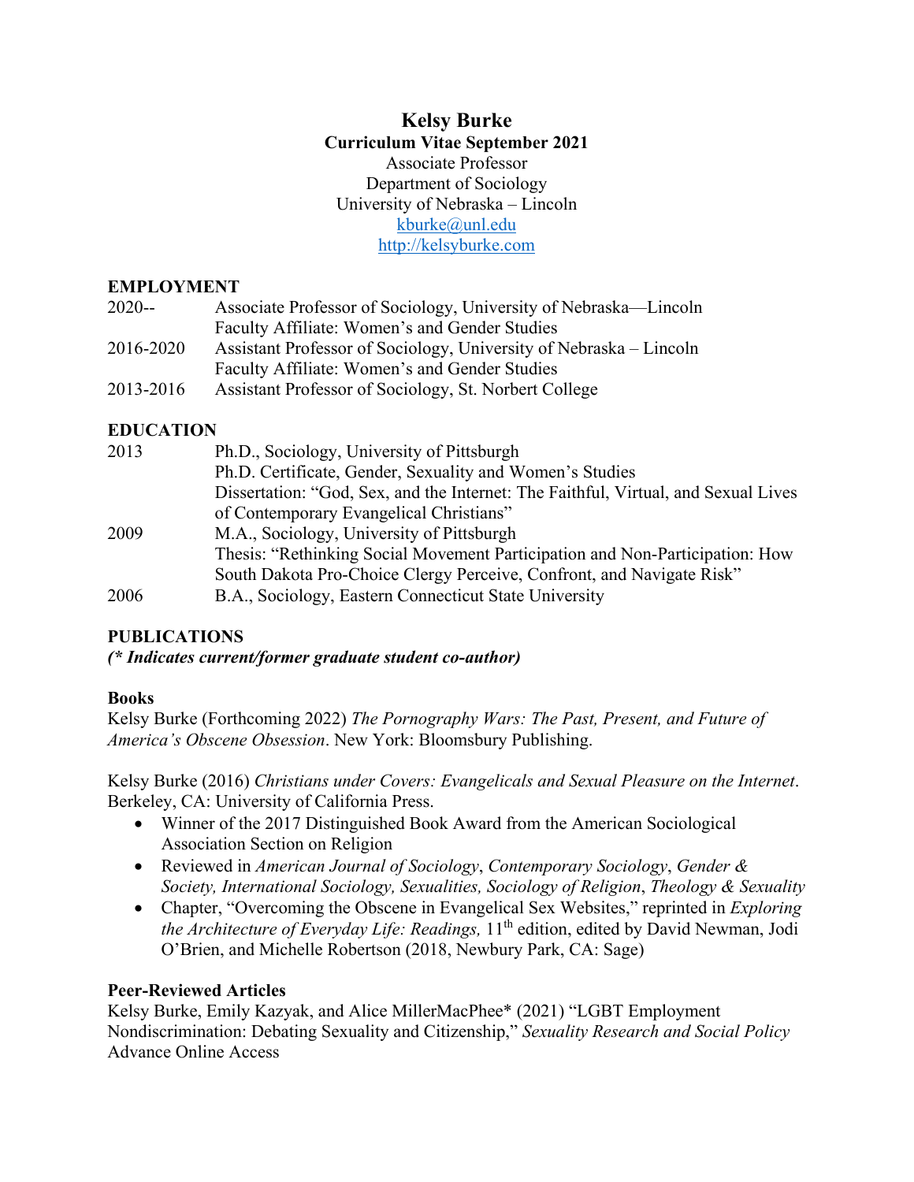# Kelsy Burke

**Curriculum Vitae September 2021**

Associate Professor
Department of Sociology
University of Nebraska – Lincoln
kburke@unl.edu
http://kelsyburke.com

## EMPLOYMENT

| | |
|---|---|
| 2020-- | Associate Professor of Sociology, University of Nebraska—Lincoln<br>Faculty Affiliate: Women's and Gender Studies |
| 2016-2020 | Assistant Professor of Sociology, University of Nebraska – Lincoln<br>Faculty Affiliate: Women's and Gender Studies |
| 2013-2016 | Assistant Professor of Sociology, St. Norbert College |

## EDUCATION

| | |
|---|---|
| 2013 | Ph.D., Sociology, University of Pittsburgh<br>Ph.D. Certificate, Gender, Sexuality and Women's Studies<br>Dissertation: "God, Sex, and the Internet: The Faithful, Virtual, and Sexual Lives of Contemporary Evangelical Christians" |
| 2009 | M.A., Sociology, University of Pittsburgh<br>Thesis: "Rethinking Social Movement Participation and Non-Participation: How South Dakota Pro-Choice Clergy Perceive, Confront, and Navigate Risk" |
| 2006 | B.A., Sociology, Eastern Connecticut State University |

## PUBLICATIONS

***(\* Indicates current/former graduate student co-author)***

### Books

Kelsy Burke (Forthcoming 2022) *The Pornography Wars: The Past, Present, and Future of America's Obscene Obsession*. New York: Bloomsbury Publishing.

Kelsy Burke (2016) *Christians under Covers: Evangelicals and Sexual Pleasure on the Internet*. Berkeley, CA: University of California Press.

- Winner of the 2017 Distinguished Book Award from the American Sociological Association Section on Religion
- Reviewed in *American Journal of Sociology*, *Contemporary Sociology*, *Gender & Society, International Sociology, Sexualities, Sociology of Religion*, *Theology & Sexuality*
- Chapter, "Overcoming the Obscene in Evangelical Sex Websites," reprinted in *Exploring the Architecture of Everyday Life: Readings,* 11th edition, edited by David Newman, Jodi O'Brien, and Michelle Robertson (2018, Newbury Park, CA: Sage)

### Peer-Reviewed Articles

Kelsy Burke, Emily Kazyak, and Alice MillerMacPhee* (2021) "LGBT Employment Nondiscrimination: Debating Sexuality and Citizenship," *Sexuality Research and Social Policy* Advance Online Access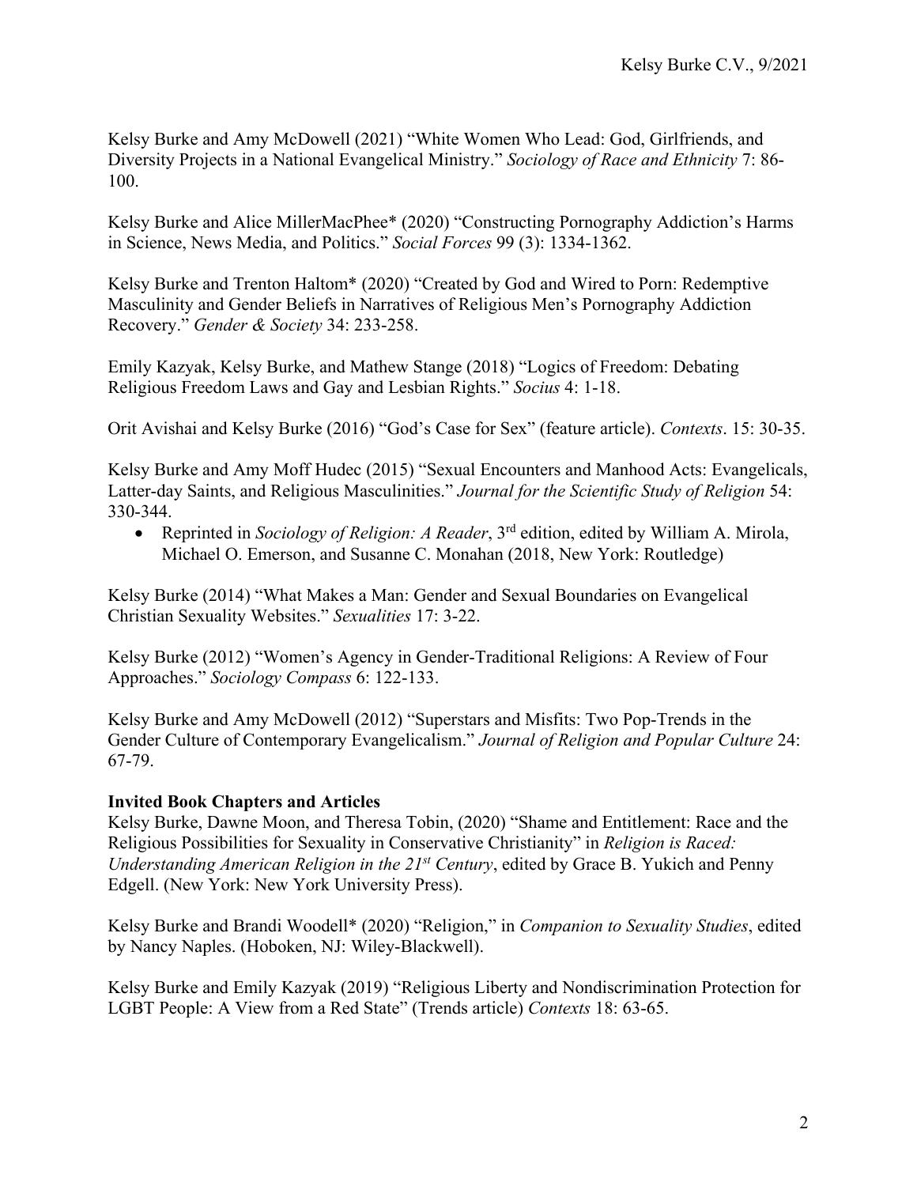Kelsy Burke and Amy McDowell (2021) "White Women Who Lead: God, Girlfriends, and Diversity Projects in a National Evangelical Ministry." *Sociology of Race and Ethnicity* 7: 86-100.

Kelsy Burke and Alice MillerMacPhee* (2020) "Constructing Pornography Addiction's Harms in Science, News Media, and Politics." *Social Forces* 99 (3): 1334-1362.

Kelsy Burke and Trenton Haltom* (2020) "Created by God and Wired to Porn: Redemptive Masculinity and Gender Beliefs in Narratives of Religious Men's Pornography Addiction Recovery." *Gender & Society* 34: 233-258.

Emily Kazyak, Kelsy Burke, and Mathew Stange (2018) "Logics of Freedom: Debating Religious Freedom Laws and Gay and Lesbian Rights." *Socius* 4: 1-18.

Orit Avishai and Kelsy Burke (2016) "God's Case for Sex" (feature article). *Contexts*. 15: 30-35.

Kelsy Burke and Amy Moff Hudec (2015) "Sexual Encounters and Manhood Acts: Evangelicals, Latter-day Saints, and Religious Masculinities." *Journal for the Scientific Study of Religion* 54: 330-344.

- Reprinted in *Sociology of Religion: A Reader*, 3rd edition, edited by William A. Mirola, Michael O. Emerson, and Susanne C. Monahan (2018, New York: Routledge)

Kelsy Burke (2014) "What Makes a Man: Gender and Sexual Boundaries on Evangelical Christian Sexuality Websites." *Sexualities* 17: 3-22.

Kelsy Burke (2012) "Women's Agency in Gender-Traditional Religions: A Review of Four Approaches." *Sociology Compass* 6: 122-133.

Kelsy Burke and Amy McDowell (2012) "Superstars and Misfits: Two Pop-Trends in the Gender Culture of Contemporary Evangelicalism." *Journal of Religion and Popular Culture* 24: 67-79.

**Invited Book Chapters and Articles**

Kelsy Burke, Dawne Moon, and Theresa Tobin, (2020) "Shame and Entitlement: Race and the Religious Possibilities for Sexuality in Conservative Christianity" in *Religion is Raced: Understanding American Religion in the 21st Century*, edited by Grace B. Yukich and Penny Edgell. (New York: New York University Press).

Kelsy Burke and Brandi Woodell* (2020) "Religion," in *Companion to Sexuality Studies*, edited by Nancy Naples. (Hoboken, NJ: Wiley-Blackwell).

Kelsy Burke and Emily Kazyak (2019) "Religious Liberty and Nondiscrimination Protection for LGBT People: A View from a Red State" (Trends article) *Contexts* 18: 63-65.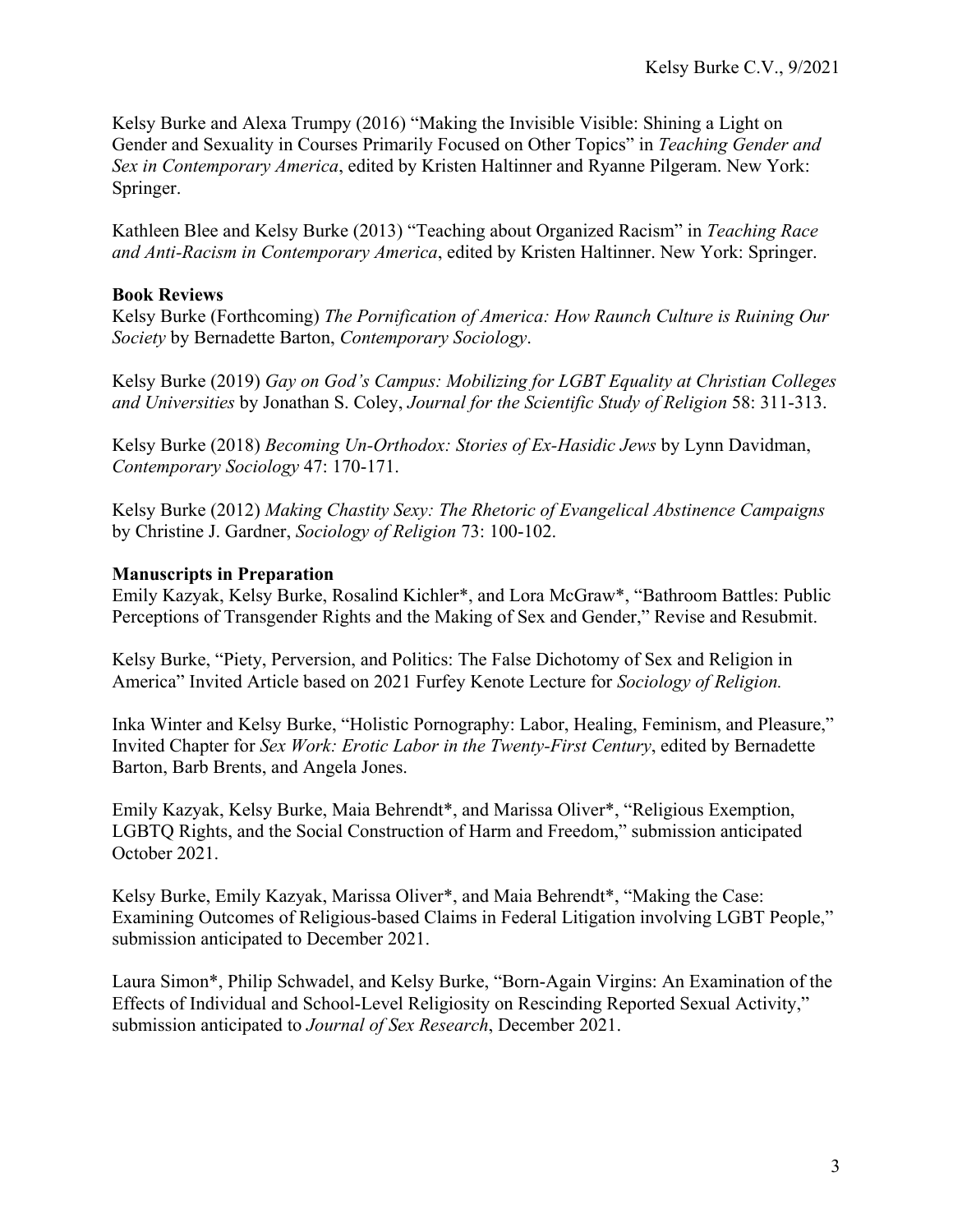Kelsy Burke and Alexa Trumpy (2016) "Making the Invisible Visible: Shining a Light on Gender and Sexuality in Courses Primarily Focused on Other Topics" in *Teaching Gender and Sex in Contemporary America*, edited by Kristen Haltinner and Ryanne Pilgeram. New York: Springer.

Kathleen Blee and Kelsy Burke (2013) "Teaching about Organized Racism" in *Teaching Race and Anti-Racism in Contemporary America*, edited by Kristen Haltinner. New York: Springer.

**Book Reviews**

Kelsy Burke (Forthcoming) *The Pornification of America: How Raunch Culture is Ruining Our Society* by Bernadette Barton, *Contemporary Sociology*.

Kelsy Burke (2019) *Gay on God's Campus: Mobilizing for LGBT Equality at Christian Colleges and Universities* by Jonathan S. Coley, *Journal for the Scientific Study of Religion* 58: 311-313.

Kelsy Burke (2018) *Becoming Un-Orthodox: Stories of Ex-Hasidic Jews* by Lynn Davidman, *Contemporary Sociology* 47: 170-171.

Kelsy Burke (2012) *Making Chastity Sexy: The Rhetoric of Evangelical Abstinence Campaigns* by Christine J. Gardner, *Sociology of Religion* 73: 100-102.

**Manuscripts in Preparation**

Emily Kazyak, Kelsy Burke, Rosalind Kichler*, and Lora McGraw*, "Bathroom Battles: Public Perceptions of Transgender Rights and the Making of Sex and Gender," Revise and Resubmit.

Kelsy Burke, "Piety, Perversion, and Politics: The False Dichotomy of Sex and Religion in America" Invited Article based on 2021 Furfey Kenote Lecture for *Sociology of Religion.*

Inka Winter and Kelsy Burke, "Holistic Pornography: Labor, Healing, Feminism, and Pleasure," Invited Chapter for *Sex Work: Erotic Labor in the Twenty-First Century*, edited by Bernadette Barton, Barb Brents, and Angela Jones.

Emily Kazyak, Kelsy Burke, Maia Behrendt*, and Marissa Oliver*, "Religious Exemption, LGBTQ Rights, and the Social Construction of Harm and Freedom," submission anticipated October 2021.

Kelsy Burke, Emily Kazyak, Marissa Oliver*, and Maia Behrendt*, "Making the Case: Examining Outcomes of Religious-based Claims in Federal Litigation involving LGBT People," submission anticipated to December 2021.

Laura Simon*, Philip Schwadel, and Kelsy Burke, "Born-Again Virgins: An Examination of the Effects of Individual and School-Level Religiosity on Rescinding Reported Sexual Activity," submission anticipated to *Journal of Sex Research*, December 2021.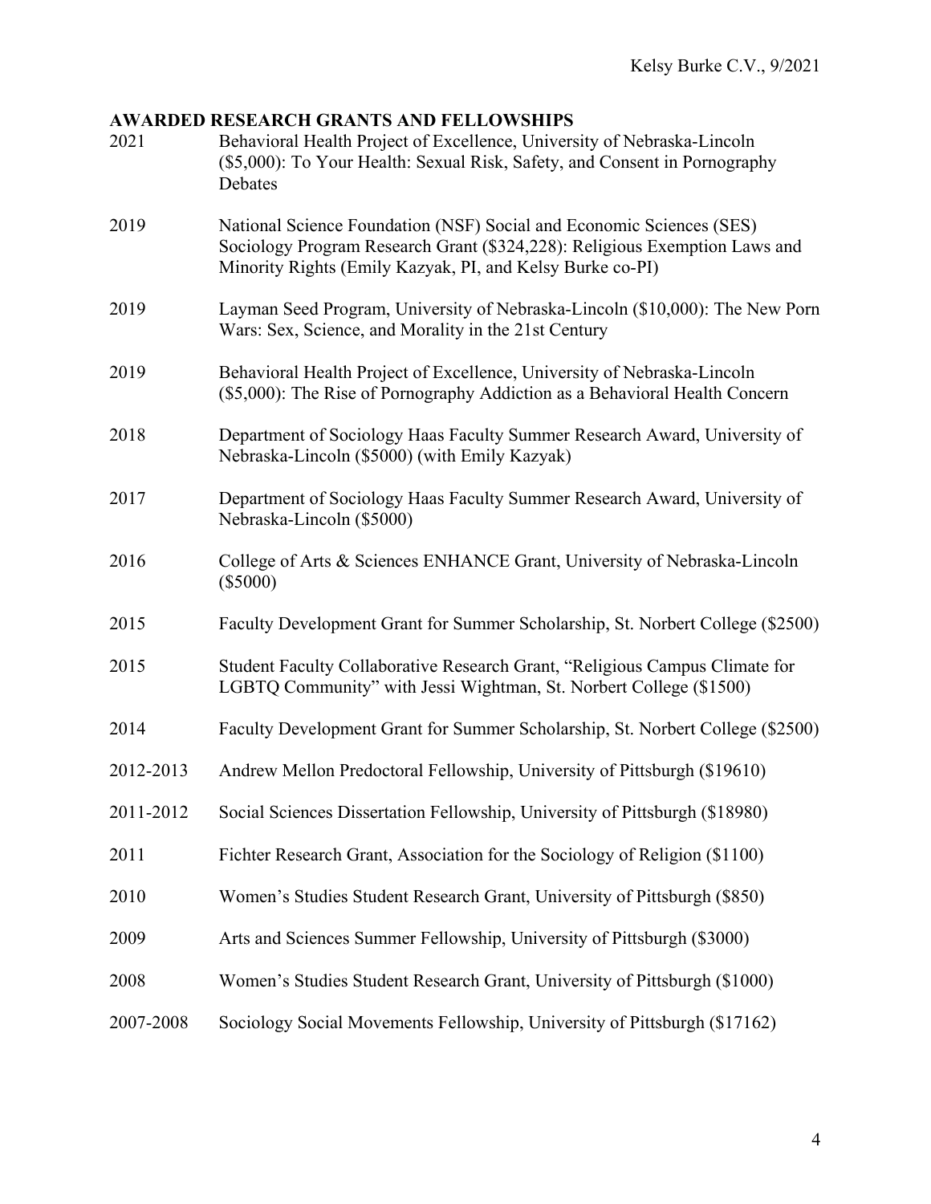## AWARDED RESEARCH GRANTS AND FELLOWSHIPS

2021 Behavioral Health Project of Excellence, University of Nebraska-Lincoln ($5,000): To Your Health: Sexual Risk, Safety, and Consent in Pornography Debates

2019 National Science Foundation (NSF) Social and Economic Sciences (SES) Sociology Program Research Grant ($324,228): Religious Exemption Laws and Minority Rights (Emily Kazyak, PI, and Kelsy Burke co-PI)

2019 Layman Seed Program, University of Nebraska-Lincoln ($10,000): The New Porn Wars: Sex, Science, and Morality in the 21st Century

2019 Behavioral Health Project of Excellence, University of Nebraska-Lincoln ($5,000): The Rise of Pornography Addiction as a Behavioral Health Concern

2018 Department of Sociology Haas Faculty Summer Research Award, University of Nebraska-Lincoln ($5000) (with Emily Kazyak)

2017 Department of Sociology Haas Faculty Summer Research Award, University of Nebraska-Lincoln ($5000)

2016 College of Arts & Sciences ENHANCE Grant, University of Nebraska-Lincoln ($5000)

2015 Faculty Development Grant for Summer Scholarship, St. Norbert College ($2500)

2015 Student Faculty Collaborative Research Grant, "Religious Campus Climate for LGBTQ Community" with Jessi Wightman, St. Norbert College ($1500)

2014 Faculty Development Grant for Summer Scholarship, St. Norbert College ($2500)

2012-2013 Andrew Mellon Predoctoral Fellowship, University of Pittsburgh ($19610)

2011-2012 Social Sciences Dissertation Fellowship, University of Pittsburgh ($18980)

2011 Fichter Research Grant, Association for the Sociology of Religion ($1100)

2010 Women's Studies Student Research Grant, University of Pittsburgh ($850)

2009 Arts and Sciences Summer Fellowship, University of Pittsburgh ($3000)

2008 Women's Studies Student Research Grant, University of Pittsburgh ($1000)

2007-2008 Sociology Social Movements Fellowship, University of Pittsburgh ($17162)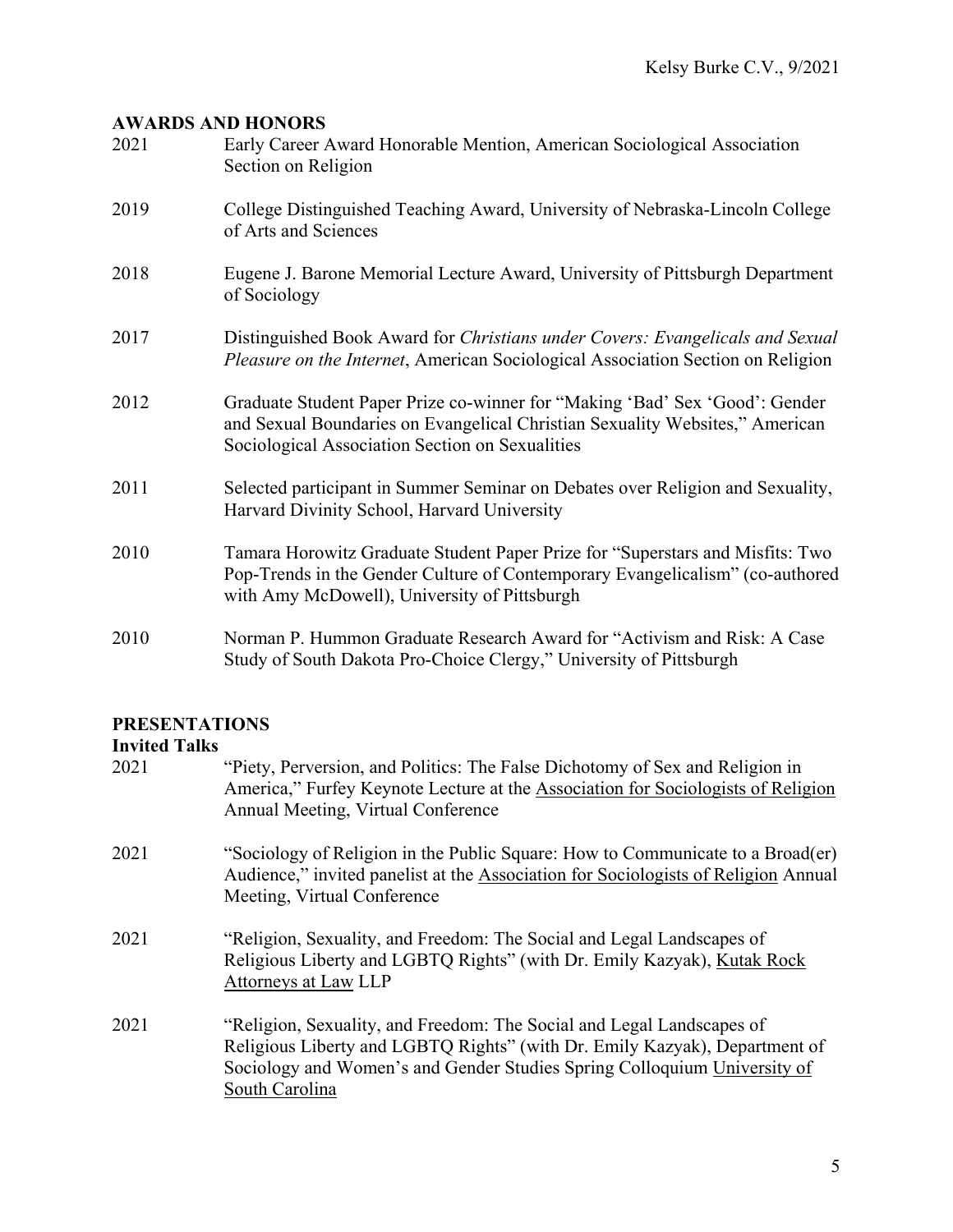## AWARDS AND HONORS

2021 Early Career Award Honorable Mention, American Sociological Association Section on Religion

2019 College Distinguished Teaching Award, University of Nebraska-Lincoln College of Arts and Sciences

2018 Eugene J. Barone Memorial Lecture Award, University of Pittsburgh Department of Sociology

2017 Distinguished Book Award for *Christians under Covers: Evangelicals and Sexual Pleasure on the Internet*, American Sociological Association Section on Religion

2012 Graduate Student Paper Prize co-winner for "Making 'Bad' Sex 'Good': Gender and Sexual Boundaries on Evangelical Christian Sexuality Websites," American Sociological Association Section on Sexualities

2011 Selected participant in Summer Seminar on Debates over Religion and Sexuality, Harvard Divinity School, Harvard University

2010 Tamara Horowitz Graduate Student Paper Prize for "Superstars and Misfits: Two Pop-Trends in the Gender Culture of Contemporary Evangelicalism" (co-authored with Amy McDowell), University of Pittsburgh

2010 Norman P. Hummon Graduate Research Award for "Activism and Risk: A Case Study of South Dakota Pro-Choice Clergy," University of Pittsburgh

## PRESENTATIONS

### Invited Talks

2021 "Piety, Perversion, and Politics: The False Dichotomy of Sex and Religion in America," Furfey Keynote Lecture at the Association for Sociologists of Religion Annual Meeting, Virtual Conference

2021 "Sociology of Religion in the Public Square: How to Communicate to a Broad(er) Audience," invited panelist at the Association for Sociologists of Religion Annual Meeting, Virtual Conference

2021 "Religion, Sexuality, and Freedom: The Social and Legal Landscapes of Religious Liberty and LGBTQ Rights" (with Dr. Emily Kazyak), Kutak Rock Attorneys at Law LLP

2021 "Religion, Sexuality, and Freedom: The Social and Legal Landscapes of Religious Liberty and LGBTQ Rights" (with Dr. Emily Kazyak), Department of Sociology and Women's and Gender Studies Spring Colloquium University of South Carolina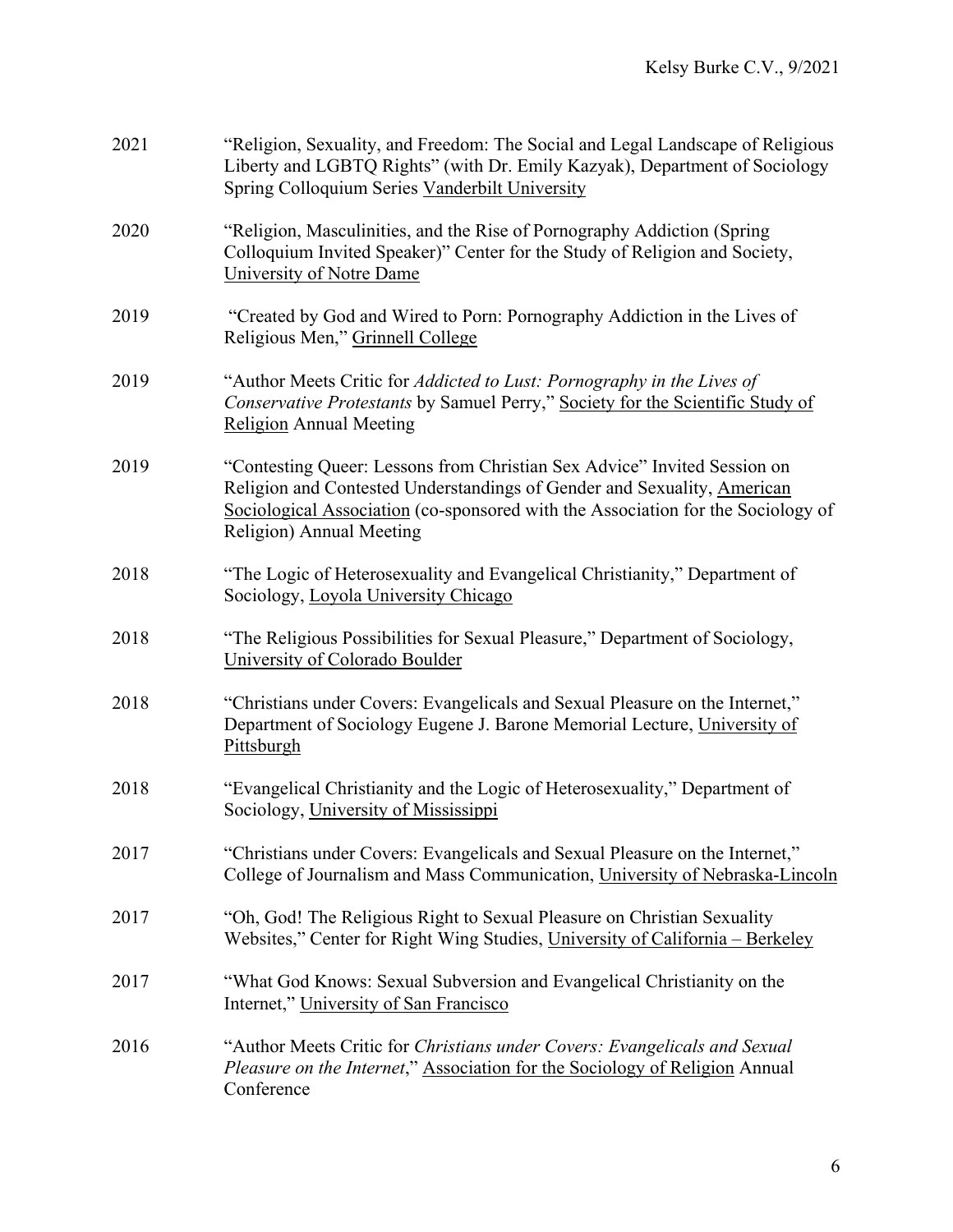2021 "Religion, Sexuality, and Freedom: The Social and Legal Landscape of Religious Liberty and LGBTQ Rights" (with Dr. Emily Kazyak), Department of Sociology Spring Colloquium Series Vanderbilt University

2020 "Religion, Masculinities, and the Rise of Pornography Addiction (Spring Colloquium Invited Speaker)" Center for the Study of Religion and Society, University of Notre Dame

2019 "Created by God and Wired to Porn: Pornography Addiction in the Lives of Religious Men," Grinnell College

2019 "Author Meets Critic for *Addicted to Lust: Pornography in the Lives of Conservative Protestants* by Samuel Perry," Society for the Scientific Study of Religion Annual Meeting

2019 "Contesting Queer: Lessons from Christian Sex Advice" Invited Session on Religion and Contested Understandings of Gender and Sexuality, American Sociological Association (co-sponsored with the Association for the Sociology of Religion) Annual Meeting

2018 "The Logic of Heterosexuality and Evangelical Christianity," Department of Sociology, Loyola University Chicago

2018 "The Religious Possibilities for Sexual Pleasure," Department of Sociology, University of Colorado Boulder

2018 "Christians under Covers: Evangelicals and Sexual Pleasure on the Internet," Department of Sociology Eugene J. Barone Memorial Lecture, University of Pittsburgh

2018 "Evangelical Christianity and the Logic of Heterosexuality," Department of Sociology, University of Mississippi

2017 "Christians under Covers: Evangelicals and Sexual Pleasure on the Internet," College of Journalism and Mass Communication, University of Nebraska-Lincoln

2017 "Oh, God! The Religious Right to Sexual Pleasure on Christian Sexuality Websites," Center for Right Wing Studies, University of California – Berkeley

2017 "What God Knows: Sexual Subversion and Evangelical Christianity on the Internet," University of San Francisco

2016 "Author Meets Critic for *Christians under Covers: Evangelicals and Sexual Pleasure on the Internet*," Association for the Sociology of Religion Annual Conference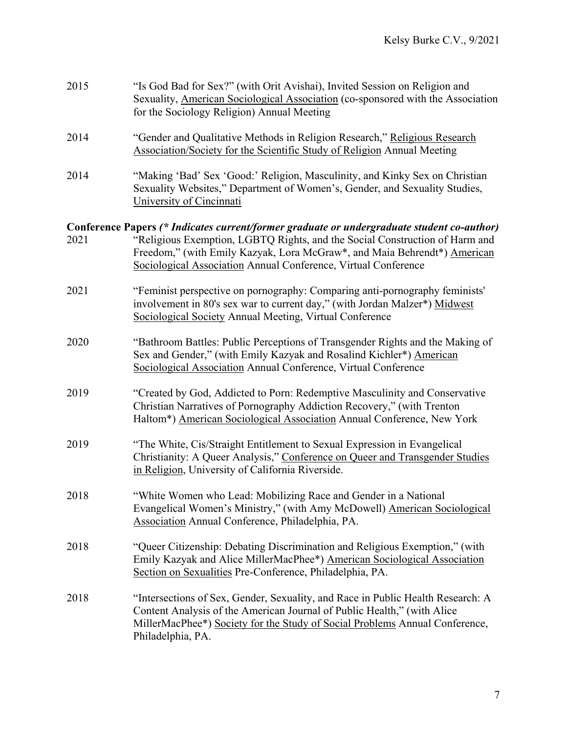2015 "Is God Bad for Sex?" (with Orit Avishai), Invited Session on Religion and Sexuality, American Sociological Association (co-sponsored with the Association for the Sociology Religion) Annual Meeting

2014 "Gender and Qualitative Methods in Religion Research," Religious Research Association/Society for the Scientific Study of Religion Annual Meeting

2014 "Making 'Bad' Sex 'Good:' Religion, Masculinity, and Kinky Sex on Christian Sexuality Websites," Department of Women's, Gender, and Sexuality Studies, University of Cincinnati

**Conference Papers** ***(* Indicates current/former graduate or undergraduate student co-author)***

2021 "Religious Exemption, LGBTQ Rights, and the Social Construction of Harm and Freedom," (with Emily Kazyak, Lora McGraw*, and Maia Behrendt*) American Sociological Association Annual Conference, Virtual Conference

2021 "Feminist perspective on pornography: Comparing anti-pornography feminists' involvement in 80's sex war to current day," (with Jordan Malzer*) Midwest Sociological Society Annual Meeting, Virtual Conference

2020 "Bathroom Battles: Public Perceptions of Transgender Rights and the Making of Sex and Gender," (with Emily Kazyak and Rosalind Kichler*) American Sociological Association Annual Conference, Virtual Conference

2019 "Created by God, Addicted to Porn: Redemptive Masculinity and Conservative Christian Narratives of Pornography Addiction Recovery," (with Trenton Haltom*) American Sociological Association Annual Conference, New York

2019 "The White, Cis/Straight Entitlement to Sexual Expression in Evangelical Christianity: A Queer Analysis," Conference on Queer and Transgender Studies in Religion, University of California Riverside.

2018 "White Women who Lead: Mobilizing Race and Gender in a National Evangelical Women's Ministry," (with Amy McDowell) American Sociological Association Annual Conference, Philadelphia, PA.

2018 "Queer Citizenship: Debating Discrimination and Religious Exemption," (with Emily Kazyak and Alice MillerMacPhee*) American Sociological Association Section on Sexualities Pre-Conference, Philadelphia, PA.

2018 "Intersections of Sex, Gender, Sexuality, and Race in Public Health Research: A Content Analysis of the American Journal of Public Health," (with Alice MillerMacPhee*) Society for the Study of Social Problems Annual Conference, Philadelphia, PA.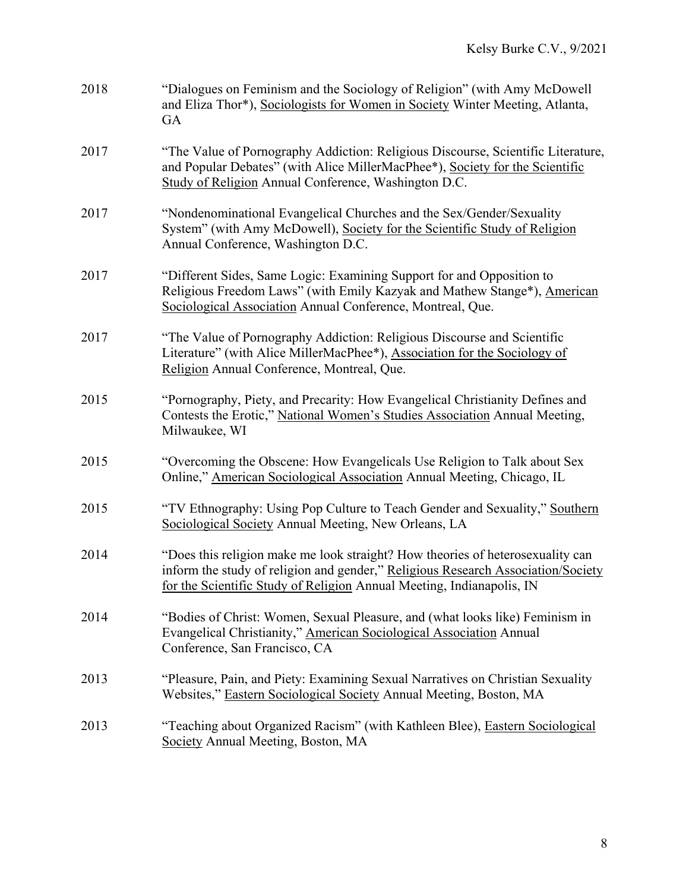2018 "Dialogues on Feminism and the Sociology of Religion" (with Amy McDowell and Eliza Thor*), Sociologists for Women in Society Winter Meeting, Atlanta, GA

2017 "The Value of Pornography Addiction: Religious Discourse, Scientific Literature, and Popular Debates" (with Alice MillerMacPhee*), Society for the Scientific Study of Religion Annual Conference, Washington D.C.

2017 "Nondenominational Evangelical Churches and the Sex/Gender/Sexuality System" (with Amy McDowell), Society for the Scientific Study of Religion Annual Conference, Washington D.C.

2017 "Different Sides, Same Logic: Examining Support for and Opposition to Religious Freedom Laws" (with Emily Kazyak and Mathew Stange*), American Sociological Association Annual Conference, Montreal, Que.

2017 "The Value of Pornography Addiction: Religious Discourse and Scientific Literature" (with Alice MillerMacPhee*), Association for the Sociology of Religion Annual Conference, Montreal, Que.

2015 "Pornography, Piety, and Precarity: How Evangelical Christianity Defines and Contests the Erotic," National Women's Studies Association Annual Meeting, Milwaukee, WI

2015 "Overcoming the Obscene: How Evangelicals Use Religion to Talk about Sex Online," American Sociological Association Annual Meeting, Chicago, IL

2015 "TV Ethnography: Using Pop Culture to Teach Gender and Sexuality," Southern Sociological Society Annual Meeting, New Orleans, LA

2014 "Does this religion make me look straight? How theories of heterosexuality can inform the study of religion and gender," Religious Research Association/Society for the Scientific Study of Religion Annual Meeting, Indianapolis, IN

2014 "Bodies of Christ: Women, Sexual Pleasure, and (what looks like) Feminism in Evangelical Christianity," American Sociological Association Annual Conference, San Francisco, CA

2013 "Pleasure, Pain, and Piety: Examining Sexual Narratives on Christian Sexuality Websites," Eastern Sociological Society Annual Meeting, Boston, MA

2013 "Teaching about Organized Racism" (with Kathleen Blee), Eastern Sociological Society Annual Meeting, Boston, MA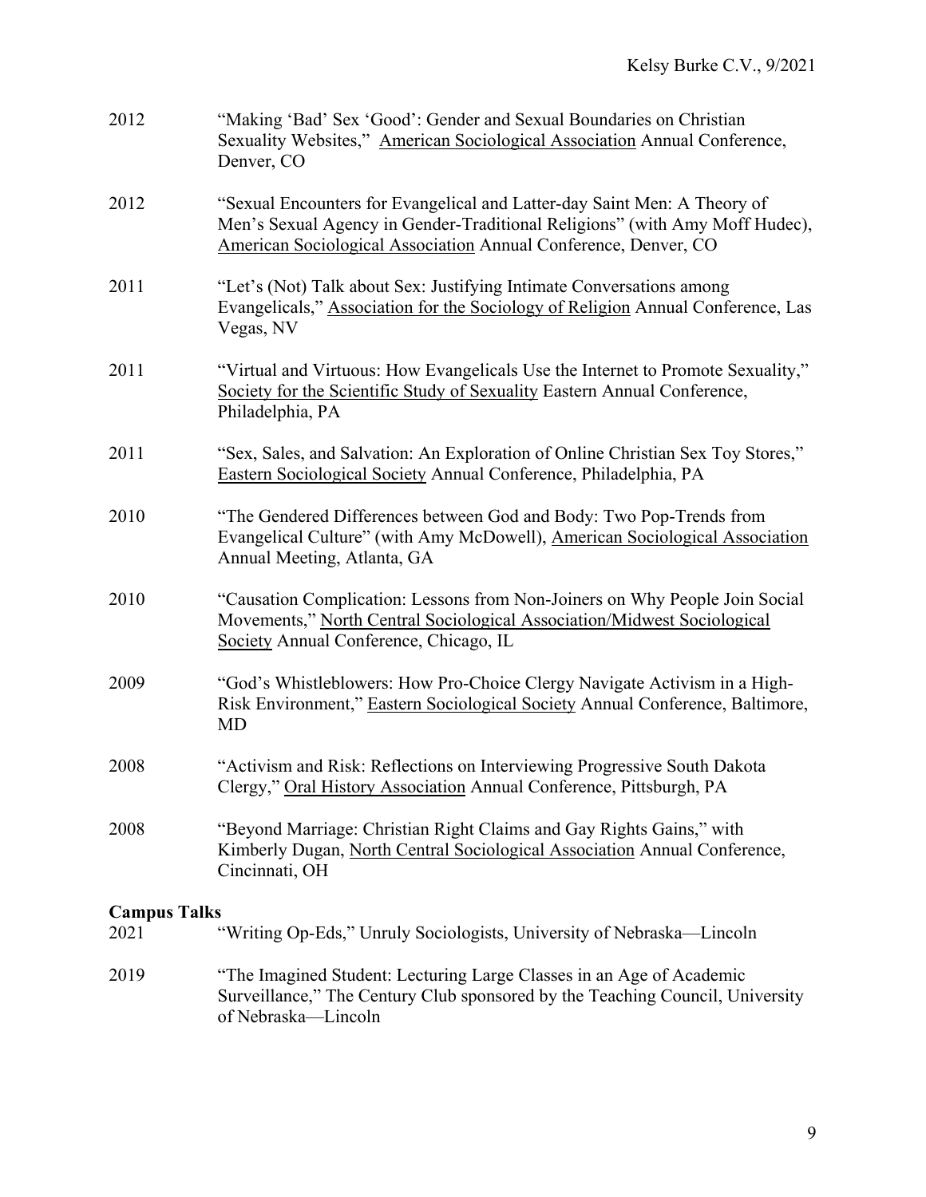2012 "Making 'Bad' Sex 'Good': Gender and Sexual Boundaries on Christian Sexuality Websites," American Sociological Association Annual Conference, Denver, CO

2012 "Sexual Encounters for Evangelical and Latter-day Saint Men: A Theory of Men's Sexual Agency in Gender-Traditional Religions" (with Amy Moff Hudec), American Sociological Association Annual Conference, Denver, CO

2011 "Let's (Not) Talk about Sex: Justifying Intimate Conversations among Evangelicals," Association for the Sociology of Religion Annual Conference, Las Vegas, NV

2011 "Virtual and Virtuous: How Evangelicals Use the Internet to Promote Sexuality," Society for the Scientific Study of Sexuality Eastern Annual Conference, Philadelphia, PA

2011 "Sex, Sales, and Salvation: An Exploration of Online Christian Sex Toy Stores," Eastern Sociological Society Annual Conference, Philadelphia, PA

2010 "The Gendered Differences between God and Body: Two Pop-Trends from Evangelical Culture" (with Amy McDowell), American Sociological Association Annual Meeting, Atlanta, GA

2010 "Causation Complication: Lessons from Non-Joiners on Why People Join Social Movements," North Central Sociological Association/Midwest Sociological Society Annual Conference, Chicago, IL

2009 "God's Whistleblowers: How Pro-Choice Clergy Navigate Activism in a High-Risk Environment," Eastern Sociological Society Annual Conference, Baltimore, MD

2008 "Activism and Risk: Reflections on Interviewing Progressive South Dakota Clergy," Oral History Association Annual Conference, Pittsburgh, PA

2008 "Beyond Marriage: Christian Right Claims and Gay Rights Gains," with Kimberly Dugan, North Central Sociological Association Annual Conference, Cincinnati, OH

**Campus Talks**

2021 "Writing Op-Eds," Unruly Sociologists, University of Nebraska—Lincoln

2019 "The Imagined Student: Lecturing Large Classes in an Age of Academic Surveillance," The Century Club sponsored by the Teaching Council, University of Nebraska—Lincoln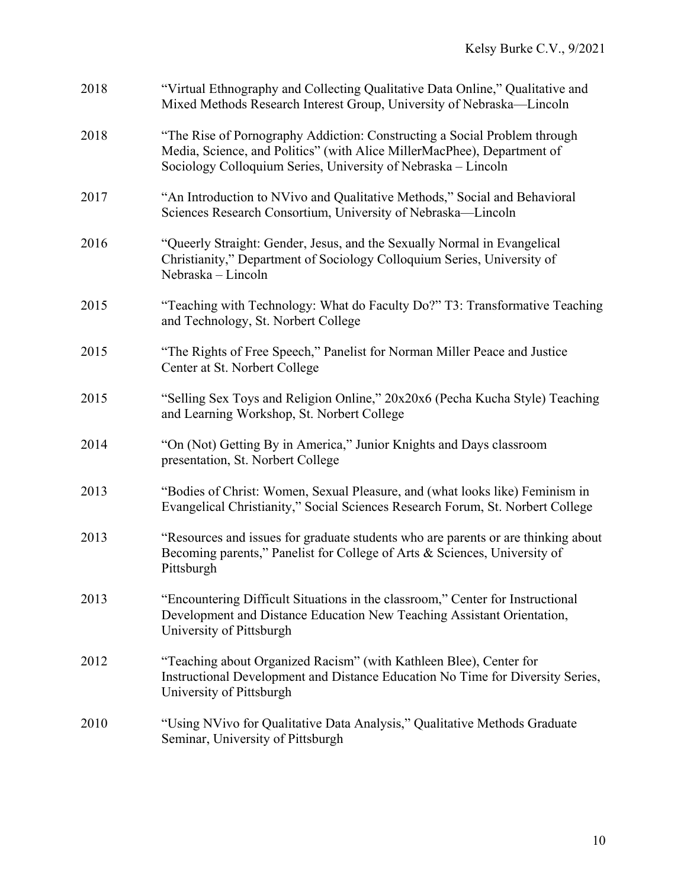2018 "Virtual Ethnography and Collecting Qualitative Data Online," Qualitative and Mixed Methods Research Interest Group, University of Nebraska—Lincoln

2018 "The Rise of Pornography Addiction: Constructing a Social Problem through Media, Science, and Politics" (with Alice MillerMacPhee), Department of Sociology Colloquium Series, University of Nebraska – Lincoln

2017 "An Introduction to NVivo and Qualitative Methods," Social and Behavioral Sciences Research Consortium, University of Nebraska—Lincoln

2016 "Queerly Straight: Gender, Jesus, and the Sexually Normal in Evangelical Christianity," Department of Sociology Colloquium Series, University of Nebraska – Lincoln

2015 "Teaching with Technology: What do Faculty Do?" T3: Transformative Teaching and Technology, St. Norbert College

2015 "The Rights of Free Speech," Panelist for Norman Miller Peace and Justice Center at St. Norbert College

2015 "Selling Sex Toys and Religion Online," 20x20x6 (Pecha Kucha Style) Teaching and Learning Workshop, St. Norbert College

2014 "On (Not) Getting By in America," Junior Knights and Days classroom presentation, St. Norbert College

2013 "Bodies of Christ: Women, Sexual Pleasure, and (what looks like) Feminism in Evangelical Christianity," Social Sciences Research Forum, St. Norbert College

2013 "Resources and issues for graduate students who are parents or are thinking about Becoming parents," Panelist for College of Arts & Sciences, University of Pittsburgh

2013 "Encountering Difficult Situations in the classroom," Center for Instructional Development and Distance Education New Teaching Assistant Orientation, University of Pittsburgh

2012 "Teaching about Organized Racism" (with Kathleen Blee), Center for Instructional Development and Distance Education No Time for Diversity Series, University of Pittsburgh

2010 "Using NVivo for Qualitative Data Analysis," Qualitative Methods Graduate Seminar, University of Pittsburgh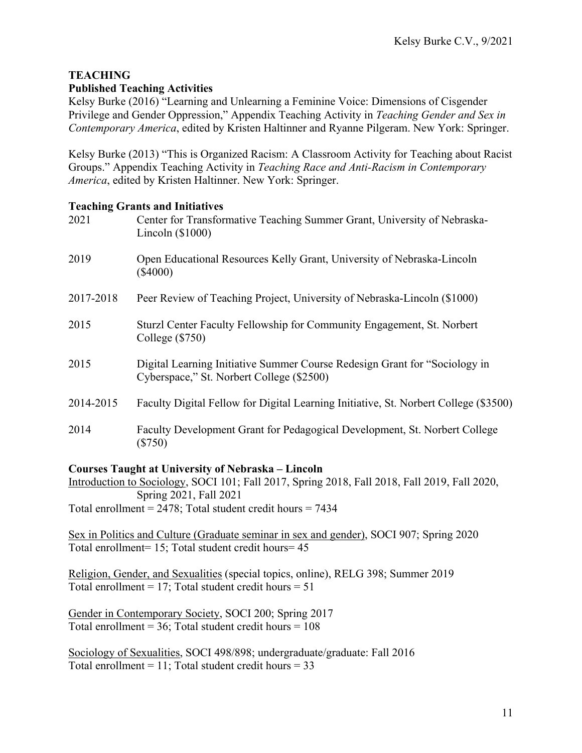## TEACHING

### Published Teaching Activities

Kelsy Burke (2016) "Learning and Unlearning a Feminine Voice: Dimensions of Cisgender Privilege and Gender Oppression," Appendix Teaching Activity in *Teaching Gender and Sex in Contemporary America*, edited by Kristen Haltinner and Ryanne Pilgeram. New York: Springer.

Kelsy Burke (2013) "This is Organized Racism: A Classroom Activity for Teaching about Racist Groups." Appendix Teaching Activity in *Teaching Race and Anti-Racism in Contemporary America*, edited by Kristen Haltinner. New York: Springer.

### Teaching Grants and Initiatives

| | |
|---|---|
| 2021 | Center for Transformative Teaching Summer Grant, University of Nebraska-Lincoln ($1000) |
| 2019 | Open Educational Resources Kelly Grant, University of Nebraska-Lincoln ($4000) |
| 2017-2018 | Peer Review of Teaching Project, University of Nebraska-Lincoln ($1000) |
| 2015 | Sturzl Center Faculty Fellowship for Community Engagement, St. Norbert College ($750) |
| 2015 | Digital Learning Initiative Summer Course Redesign Grant for "Sociology in Cyberspace," St. Norbert College ($2500) |
| 2014-2015 | Faculty Digital Fellow for Digital Learning Initiative, St. Norbert College ($3500) |
| 2014 | Faculty Development Grant for Pedagogical Development, St. Norbert College ($750) |

### Courses Taught at University of Nebraska – Lincoln

<u>Introduction to Sociology</u>, SOCI 101; Fall 2017, Spring 2018, Fall 2018, Fall 2019, Fall 2020, Spring 2021, Fall 2021
Total enrollment = 2478; Total student credit hours = 7434

<u>Sex in Politics and Culture (Graduate seminar in sex and gender)</u>, SOCI 907; Spring 2020
Total enrollment= 15; Total student credit hours= 45

<u>Religion, Gender, and Sexualities</u> (special topics, online), RELG 398; Summer 2019
Total enrollment = 17; Total student credit hours = 51

<u>Gender in Contemporary Society</u>, SOCI 200; Spring 2017
Total enrollment = 36; Total student credit hours = 108

<u>Sociology of Sexualities</u>, SOCI 498/898; undergraduate/graduate: Fall 2016
Total enrollment = 11; Total student credit hours = 33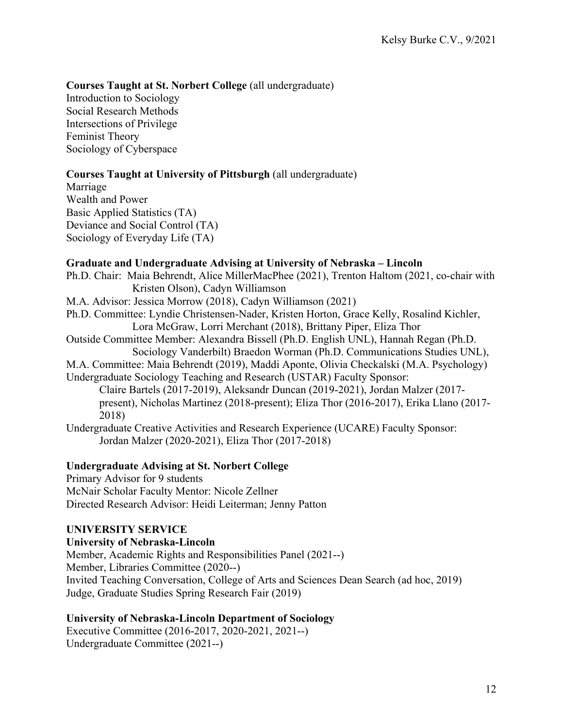**Courses Taught at St. Norbert College** (all undergraduate)

Introduction to Sociology
Social Research Methods
Intersections of Privilege
Feminist Theory
Sociology of Cyberspace

**Courses Taught at University of Pittsburgh** (all undergraduate)

Marriage
Wealth and Power
Basic Applied Statistics (TA)
Deviance and Social Control (TA)
Sociology of Everyday Life (TA)

**Graduate and Undergraduate Advising at University of Nebraska – Lincoln**

Ph.D. Chair: Maia Behrendt, Alice MillerMacPhee (2021), Trenton Haltom (2021, co-chair with Kristen Olson), Cadyn Williamson

M.A. Advisor: Jessica Morrow (2018), Cadyn Williamson (2021)

Ph.D. Committee: Lyndie Christensen-Nader, Kristen Horton, Grace Kelly, Rosalind Kichler, Lora McGraw, Lorri Merchant (2018), Brittany Piper, Eliza Thor

Outside Committee Member: Alexandra Bissell (Ph.D. English UNL), Hannah Regan (Ph.D. Sociology Vanderbilt) Braedon Worman (Ph.D. Communications Studies UNL),

M.A. Committee: Maia Behrendt (2019), Maddi Aponte, Olivia Checkalski (M.A. Psychology)

Undergraduate Sociology Teaching and Research (USTAR) Faculty Sponsor:
Claire Bartels (2017-2019), Aleksandr Duncan (2019-2021), Jordan Malzer (2017-present), Nicholas Martinez (2018-present); Eliza Thor (2016-2017), Erika Llano (2017-2018)

Undergraduate Creative Activities and Research Experience (UCARE) Faculty Sponsor:
Jordan Malzer (2020-2021), Eliza Thor (2017-2018)

**Undergraduate Advising at St. Norbert College**

Primary Advisor for 9 students
McNair Scholar Faculty Mentor: Nicole Zellner
Directed Research Advisor: Heidi Leiterman; Jenny Patton

## UNIVERSITY SERVICE

**University of Nebraska-Lincoln**

Member, Academic Rights and Responsibilities Panel (2021--)
Member, Libraries Committee (2020--)
Invited Teaching Conversation, College of Arts and Sciences Dean Search (ad hoc, 2019)
Judge, Graduate Studies Spring Research Fair (2019)

**University of Nebraska-Lincoln Department of Sociology**

Executive Committee (2016-2017, 2020-2021, 2021--)
Undergraduate Committee (2021--)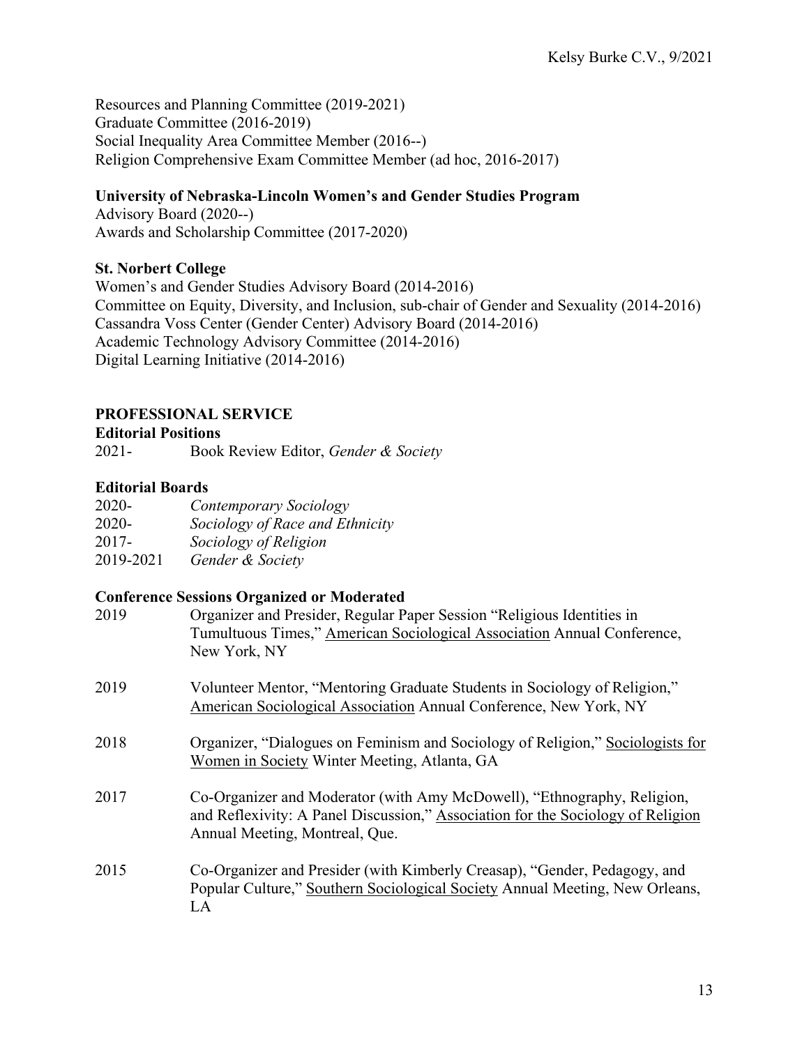Resources and Planning Committee (2019-2021)
Graduate Committee (2016-2019)
Social Inequality Area Committee Member (2016--)
Religion Comprehensive Exam Committee Member (ad hoc, 2016-2017)

**University of Nebraska-Lincoln Women's and Gender Studies Program**
Advisory Board (2020--)
Awards and Scholarship Committee (2017-2020)

**St. Norbert College**
Women's and Gender Studies Advisory Board (2014-2016)
Committee on Equity, Diversity, and Inclusion, sub-chair of Gender and Sexuality (2014-2016)
Cassandra Voss Center (Gender Center) Advisory Board (2014-2016)
Academic Technology Advisory Committee (2014-2016)
Digital Learning Initiative (2014-2016)

## PROFESSIONAL SERVICE

**Editorial Positions**

2021- Book Review Editor, *Gender & Society*

**Editorial Boards**

2020- *Contemporary Sociology*
2020- *Sociology of Race and Ethnicity*
2017- *Sociology of Religion*
2019-2021 *Gender & Society*

**Conference Sessions Organized or Moderated**

2019 Organizer and Presider, Regular Paper Session "Religious Identities in Tumultuous Times," American Sociological Association Annual Conference, New York, NY

2019 Volunteer Mentor, "Mentoring Graduate Students in Sociology of Religion," American Sociological Association Annual Conference, New York, NY

2018 Organizer, "Dialogues on Feminism and Sociology of Religion," Sociologists for Women in Society Winter Meeting, Atlanta, GA

2017 Co-Organizer and Moderator (with Amy McDowell), "Ethnography, Religion, and Reflexivity: A Panel Discussion," Association for the Sociology of Religion Annual Meeting, Montreal, Que.

2015 Co-Organizer and Presider (with Kimberly Creasap), "Gender, Pedagogy, and Popular Culture," Southern Sociological Society Annual Meeting, New Orleans, LA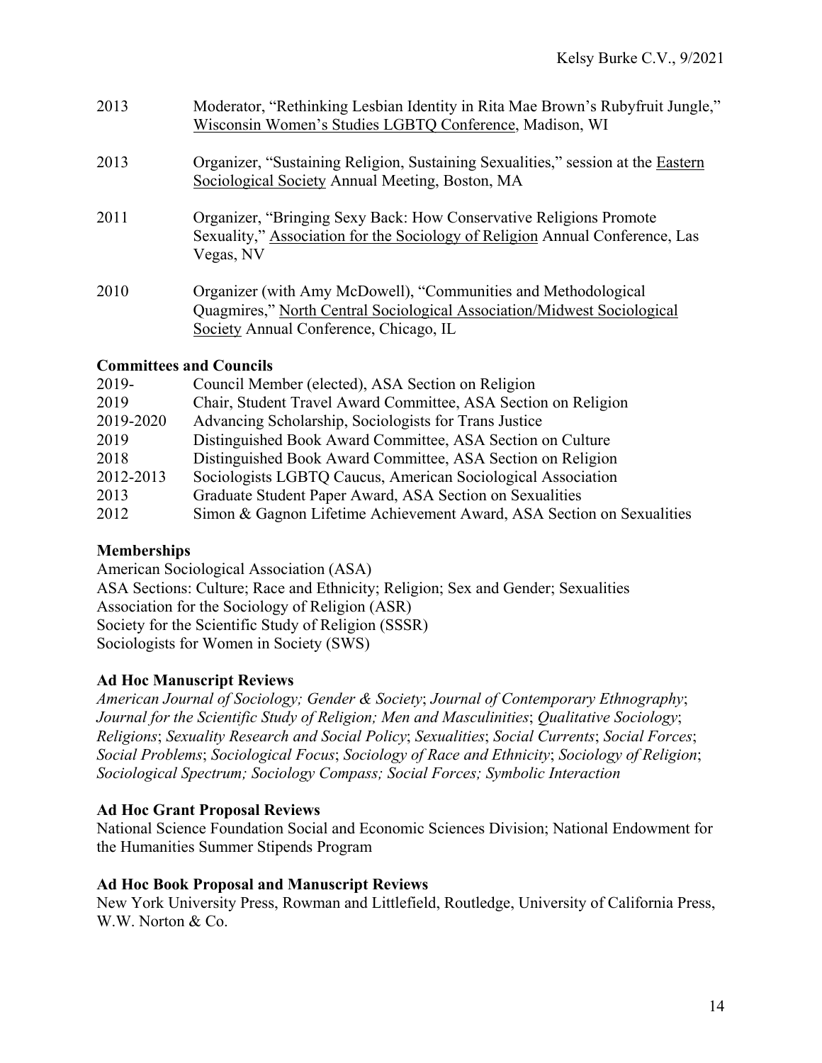2013 Moderator, "Rethinking Lesbian Identity in Rita Mae Brown's Rubyfruit Jungle," Wisconsin Women's Studies LGBTQ Conference, Madison, WI

2013 Organizer, "Sustaining Religion, Sustaining Sexualities," session at the Eastern Sociological Society Annual Meeting, Boston, MA

2011 Organizer, "Bringing Sexy Back: How Conservative Religions Promote Sexuality," Association for the Sociology of Religion Annual Conference, Las Vegas, NV

2010 Organizer (with Amy McDowell), "Communities and Methodological Quagmires," North Central Sociological Association/Midwest Sociological Society Annual Conference, Chicago, IL

**Committees and Councils**

| | |
|---|---|
| 2019- | Council Member (elected), ASA Section on Religion |
| 2019 | Chair, Student Travel Award Committee, ASA Section on Religion |
| 2019-2020 | Advancing Scholarship, Sociologists for Trans Justice |
| 2019 | Distinguished Book Award Committee, ASA Section on Culture |
| 2018 | Distinguished Book Award Committee, ASA Section on Religion |
| 2012-2013 | Sociologists LGBTQ Caucus, American Sociological Association |
| 2013 | Graduate Student Paper Award, ASA Section on Sexualities |
| 2012 | Simon & Gagnon Lifetime Achievement Award, ASA Section on Sexualities |

**Memberships**

American Sociological Association (ASA)
ASA Sections: Culture; Race and Ethnicity; Religion; Sex and Gender; Sexualities
Association for the Sociology of Religion (ASR)
Society for the Scientific Study of Religion (SSSR)
Sociologists for Women in Society (SWS)

**Ad Hoc Manuscript Reviews**

*American Journal of Sociology; Gender & Society*; *Journal of Contemporary Ethnography*; *Journal for the Scientific Study of Religion; Men and Masculinities*; *Qualitative Sociology*; *Religions*; *Sexuality Research and Social Policy*; *Sexualities*; *Social Currents*; *Social Forces*; *Social Problems*; *Sociological Focus*; *Sociology of Race and Ethnicity*; *Sociology of Religion*; *Sociological Spectrum; Sociology Compass; Social Forces; Symbolic Interaction*

**Ad Hoc Grant Proposal Reviews**

National Science Foundation Social and Economic Sciences Division; National Endowment for the Humanities Summer Stipends Program

**Ad Hoc Book Proposal and Manuscript Reviews**

New York University Press, Rowman and Littlefield, Routledge, University of California Press, W.W. Norton & Co.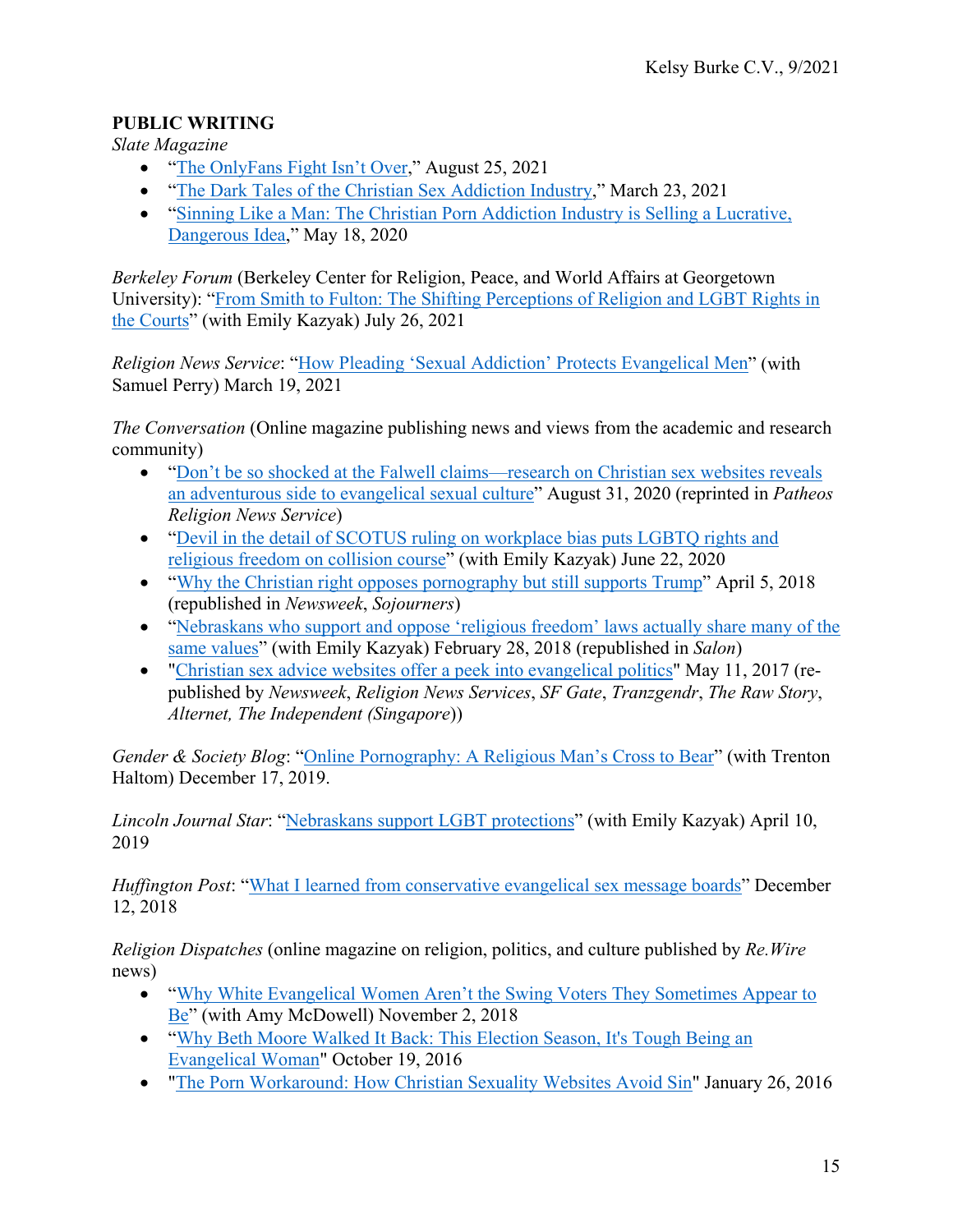## PUBLIC WRITING

*Slate Magazine*

- "The OnlyFans Fight Isn't Over," August 25, 2021
- "The Dark Tales of the Christian Sex Addiction Industry," March 23, 2021
- "Sinning Like a Man: The Christian Porn Addiction Industry is Selling a Lucrative, Dangerous Idea," May 18, 2020

*Berkeley Forum* (Berkeley Center for Religion, Peace, and World Affairs at Georgetown University): "From Smith to Fulton: The Shifting Perceptions of Religion and LGBT Rights in the Courts" (with Emily Kazyak) July 26, 2021

*Religion News Service*: "How Pleading 'Sexual Addiction' Protects Evangelical Men" (with Samuel Perry) March 19, 2021

*The Conversation* (Online magazine publishing news and views from the academic and research community)

- "Don't be so shocked at the Falwell claims—research on Christian sex websites reveals an adventurous side to evangelical sexual culture" August 31, 2020 (reprinted in *Patheos Religion News Service*)
- "Devil in the detail of SCOTUS ruling on workplace bias puts LGBTQ rights and religious freedom on collision course" (with Emily Kazyak) June 22, 2020
- "Why the Christian right opposes pornography but still supports Trump" April 5, 2018 (republished in *Newsweek*, *Sojourners*)
- "Nebraskans who support and oppose 'religious freedom' laws actually share many of the same values" (with Emily Kazyak) February 28, 2018 (republished in *Salon*)
- "Christian sex advice websites offer a peek into evangelical politics" May 11, 2017 (re-published by *Newsweek*, *Religion News Services*, *SF Gate*, *Tranzgendr*, *The Raw Story*, *Alternet, The Independent (Singapore)*)

*Gender & Society Blog*: "Online Pornography: A Religious Man's Cross to Bear" (with Trenton Haltom) December 17, 2019.

*Lincoln Journal Star*: "Nebraskans support LGBT protections" (with Emily Kazyak) April 10, 2019

*Huffington Post*: "What I learned from conservative evangelical sex message boards" December 12, 2018

*Religion Dispatches* (online magazine on religion, politics, and culture published by *Re.Wire* news)

- "Why White Evangelical Women Aren't the Swing Voters They Sometimes Appear to Be" (with Amy McDowell) November 2, 2018
- "Why Beth Moore Walked It Back: This Election Season, It's Tough Being an Evangelical Woman" October 19, 2016
- "The Porn Workaround: How Christian Sexuality Websites Avoid Sin" January 26, 2016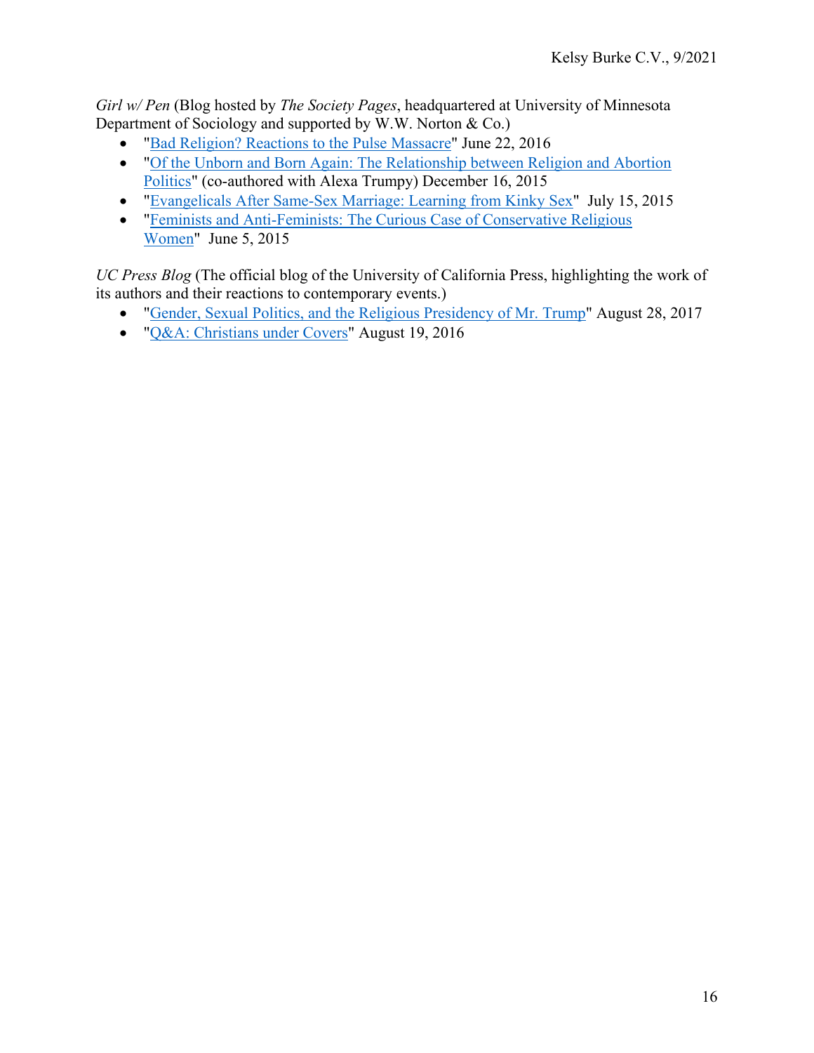*Girl w/ Pen* (Blog hosted by *The Society Pages*, headquartered at University of Minnesota Department of Sociology and supported by W.W. Norton & Co.)

- "Bad Religion? Reactions to the Pulse Massacre" June 22, 2016
- "Of the Unborn and Born Again: The Relationship between Religion and Abortion Politics" (co-authored with Alexa Trumpy) December 16, 2015
- "Evangelicals After Same-Sex Marriage: Learning from Kinky Sex" July 15, 2015
- "Feminists and Anti-Feminists: The Curious Case of Conservative Religious Women" June 5, 2015

*UC Press Blog* (The official blog of the University of California Press, highlighting the work of its authors and their reactions to contemporary events.)

- "Gender, Sexual Politics, and the Religious Presidency of Mr. Trump" August 28, 2017
- "Q&A: Christians under Covers" August 19, 2016